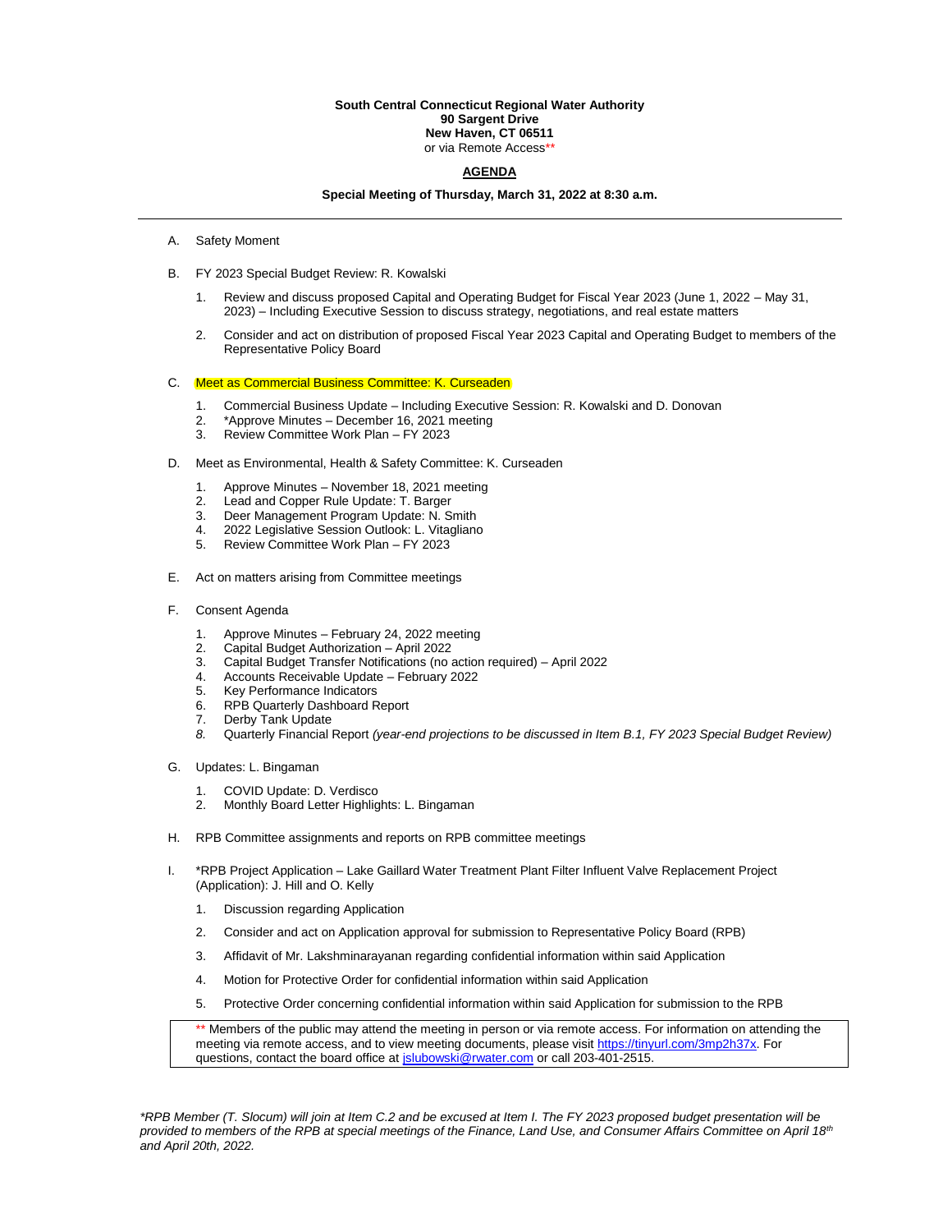**South Central Connecticut Regional Water Authority**
**90 Sargent Drive**
**New Haven, CT 06511**
or via Remote Access**

**AGENDA**

**Special Meeting of Thursday, March 31, 2022 at 8:30 a.m.**

---

A. Safety Moment

B. FY 2023 Special Budget Review: R. Kowalski

1. Review and discuss proposed Capital and Operating Budget for Fiscal Year 2023 (June 1, 2022 – May 31, 2023) – Including Executive Session to discuss strategy, negotiations, and real estate matters

2. Consider and act on distribution of proposed Fiscal Year 2023 Capital and Operating Budget to members of the Representative Policy Board

C. Meet as Commercial Business Committee: K. Curseaden

1. Commercial Business Update – Including Executive Session: R. Kowalski and D. Donovan
2. *Approve Minutes – December 16, 2021 meeting
3. Review Committee Work Plan – FY 2023

D. Meet as Environmental, Health & Safety Committee: K. Curseaden

1. Approve Minutes – November 18, 2021 meeting
2. Lead and Copper Rule Update: T. Barger
3. Deer Management Program Update: N. Smith
4. 2022 Legislative Session Outlook: L. Vitagliano
5. Review Committee Work Plan – FY 2023

E. Act on matters arising from Committee meetings

F. Consent Agenda

1. Approve Minutes – February 24, 2022 meeting
2. Capital Budget Authorization – April 2022
3. Capital Budget Transfer Notifications (no action required) – April 2022
4. Accounts Receivable Update – February 2022
5. Key Performance Indicators
6. RPB Quarterly Dashboard Report
7. Derby Tank Update
8. Quarterly Financial Report *(year-end projections to be discussed in Item B.1, FY 2023 Special Budget Review)*

G. Updates: L. Bingaman

1. COVID Update: D. Verdisco
2. Monthly Board Letter Highlights: L. Bingaman

H. RPB Committee assignments and reports on RPB committee meetings

I. *RPB Project Application – Lake Gaillard Water Treatment Plant Filter Influent Valve Replacement Project (Application): J. Hill and O. Kelly

1. Discussion regarding Application

2. Consider and act on Application approval for submission to Representative Policy Board (RPB)

3. Affidavit of Mr. Lakshminarayanan regarding confidential information within said Application

4. Motion for Protective Order for confidential information within said Application

5. Protective Order concerning confidential information within said Application for submission to the RPB

** Members of the public may attend the meeting in person or via remote access. For information on attending the meeting via remote access, and to view meeting documents, please visit https://tinyurl.com/3mp2h37x. For questions, contact the board office at jslubowski@rwater.com or call 203-401-2515.

*\*RPB Member (T. Slocum) will join at Item C.2 and be excused at Item I. The FY 2023 proposed budget presentation will be provided to members of the RPB at special meetings of the Finance, Land Use, and Consumer Affairs Committee on April 18th and April 20th, 2022.*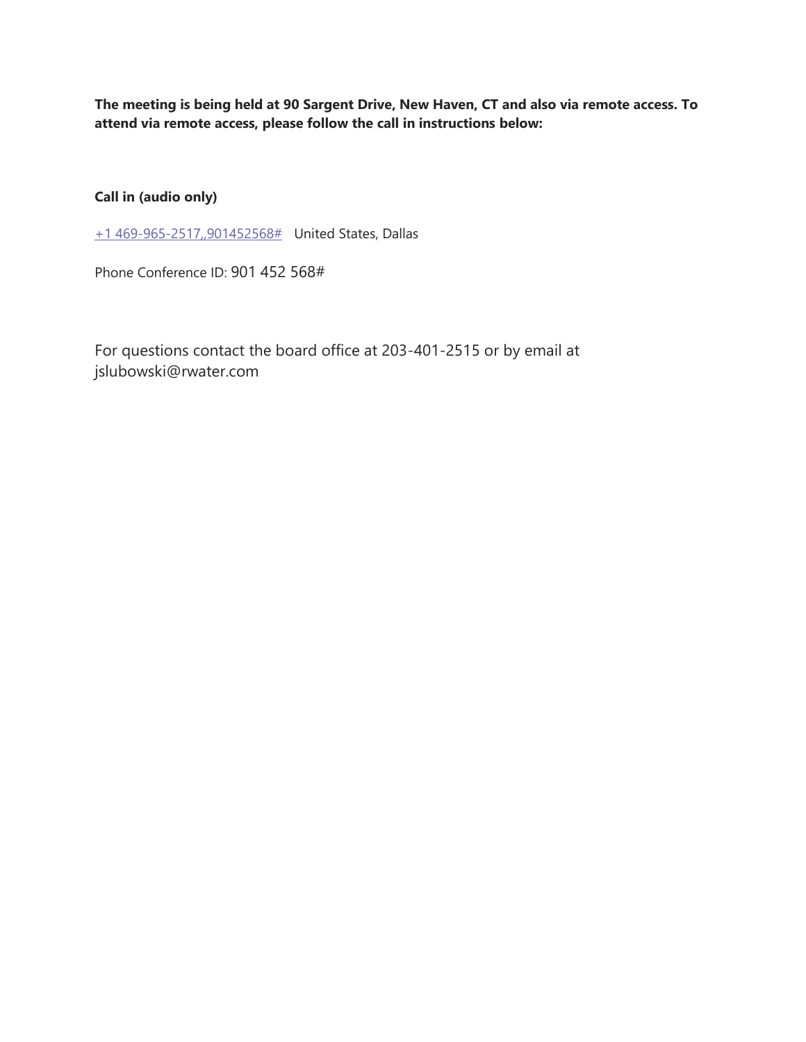**The meeting is being held at 90 Sargent Drive, New Haven, CT and also via remote access. To attend via remote access, please follow the call in instructions below:**

**Call in (audio only)**

+1 469-965-2517,,901452568# United States, Dallas

Phone Conference ID: 901 452 568#

For questions contact the board office at 203-401-2515 or by email at jslubowski@rwater.com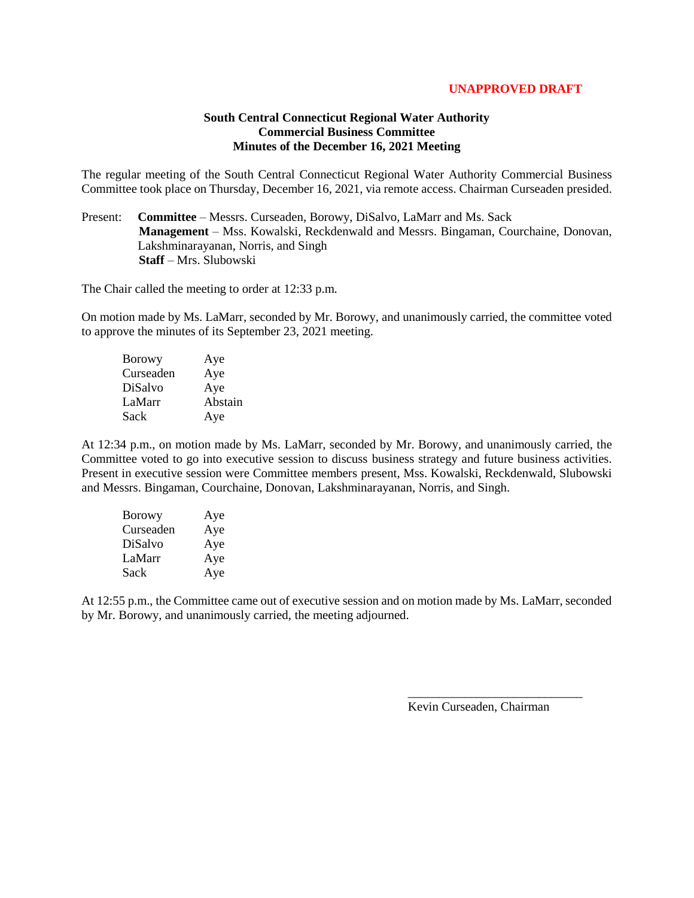**UNAPPROVED DRAFT**

**South Central Connecticut Regional Water Authority**
**Commercial Business Committee**
**Minutes of the December 16, 2021 Meeting**

The regular meeting of the South Central Connecticut Regional Water Authority Commercial Business Committee took place on Thursday, December 16, 2021, via remote access. Chairman Curseaden presided.

Present: **Committee** – Messrs. Curseaden, Borowy, DiSalvo, LaMarr and Ms. Sack
**Management** – Mss. Kowalski, Reckdenwald and Messrs. Bingaman, Courchaine, Donovan, Lakshminarayanan, Norris, and Singh
**Staff** – Mrs. Slubowski

The Chair called the meeting to order at 12:33 p.m.

On motion made by Ms. LaMarr, seconded by Mr. Borowy, and unanimously carried, the committee voted to approve the minutes of its September 23, 2021 meeting.

| | |
|---|---|
| Borowy | Aye |
| Curseaden | Aye |
| DiSalvo | Aye |
| LaMarr | Abstain |
| Sack | Aye |

At 12:34 p.m., on motion made by Ms. LaMarr, seconded by Mr. Borowy, and unanimously carried, the Committee voted to go into executive session to discuss business strategy and future business activities. Present in executive session were Committee members present, Mss. Kowalski, Reckdenwald, Slubowski and Messrs. Bingaman, Courchaine, Donovan, Lakshminarayanan, Norris, and Singh.

| | |
|---|---|
| Borowy | Aye |
| Curseaden | Aye |
| DiSalvo | Aye |
| LaMarr | Aye |
| Sack | Aye |

At 12:55 p.m., the Committee came out of executive session and on motion made by Ms. LaMarr, seconded by Mr. Borowy, and unanimously carried, the meeting adjourned.

_____________________________
Kevin Curseaden, Chairman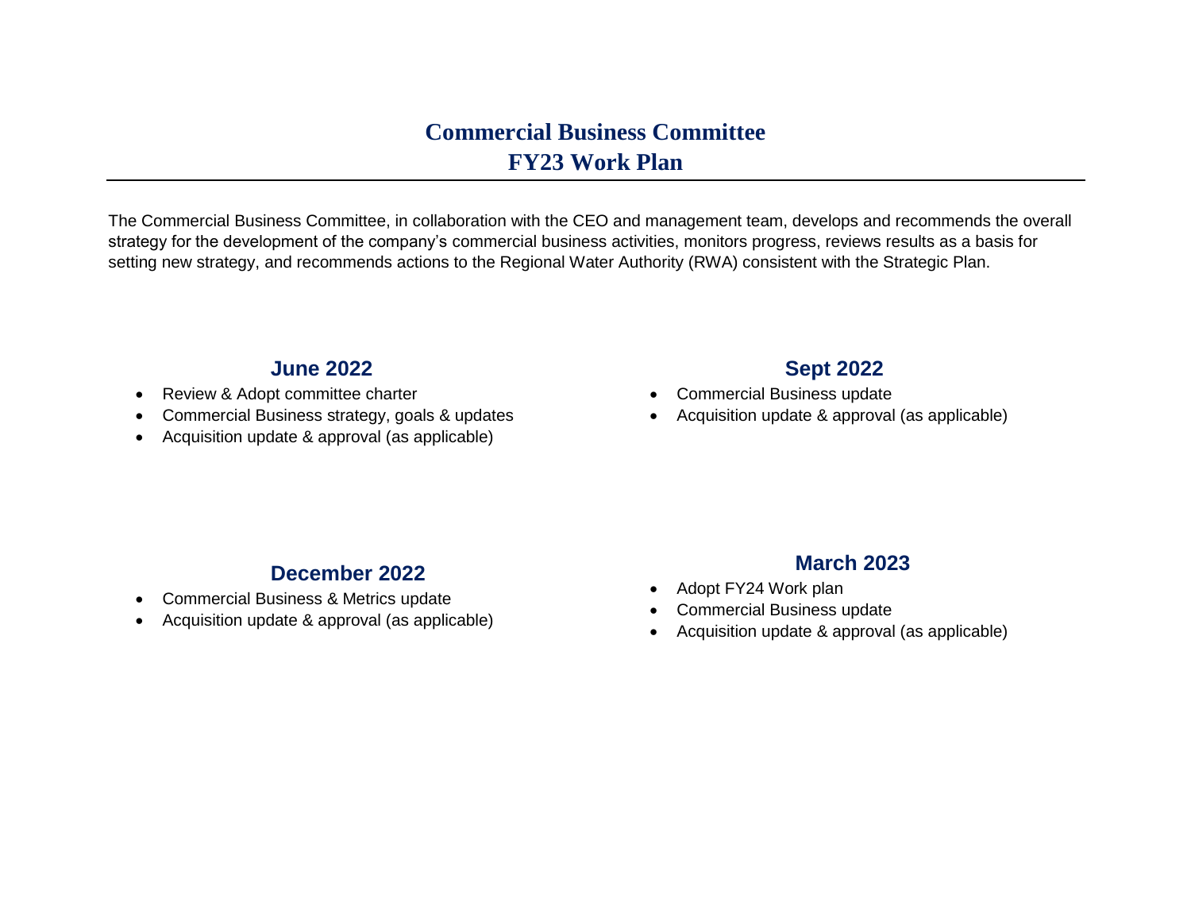# Commercial Business Committee
# FY23 Work Plan

The Commercial Business Committee, in collaboration with the CEO and management team, develops and recommends the overall strategy for the development of the company's commercial business activities, monitors progress, reviews results as a basis for setting new strategy, and recommends actions to the Regional Water Authority (RWA) consistent with the Strategic Plan.

## June 2022

- Review & Adopt committee charter
- Commercial Business strategy, goals & updates
- Acquisition update & approval (as applicable)

## Sept 2022

- Commercial Business update
- Acquisition update & approval (as applicable)

## December 2022

- Commercial Business & Metrics update
- Acquisition update & approval (as applicable)

## March 2023

- Adopt FY24 Work plan
- Commercial Business update
- Acquisition update & approval (as applicable)